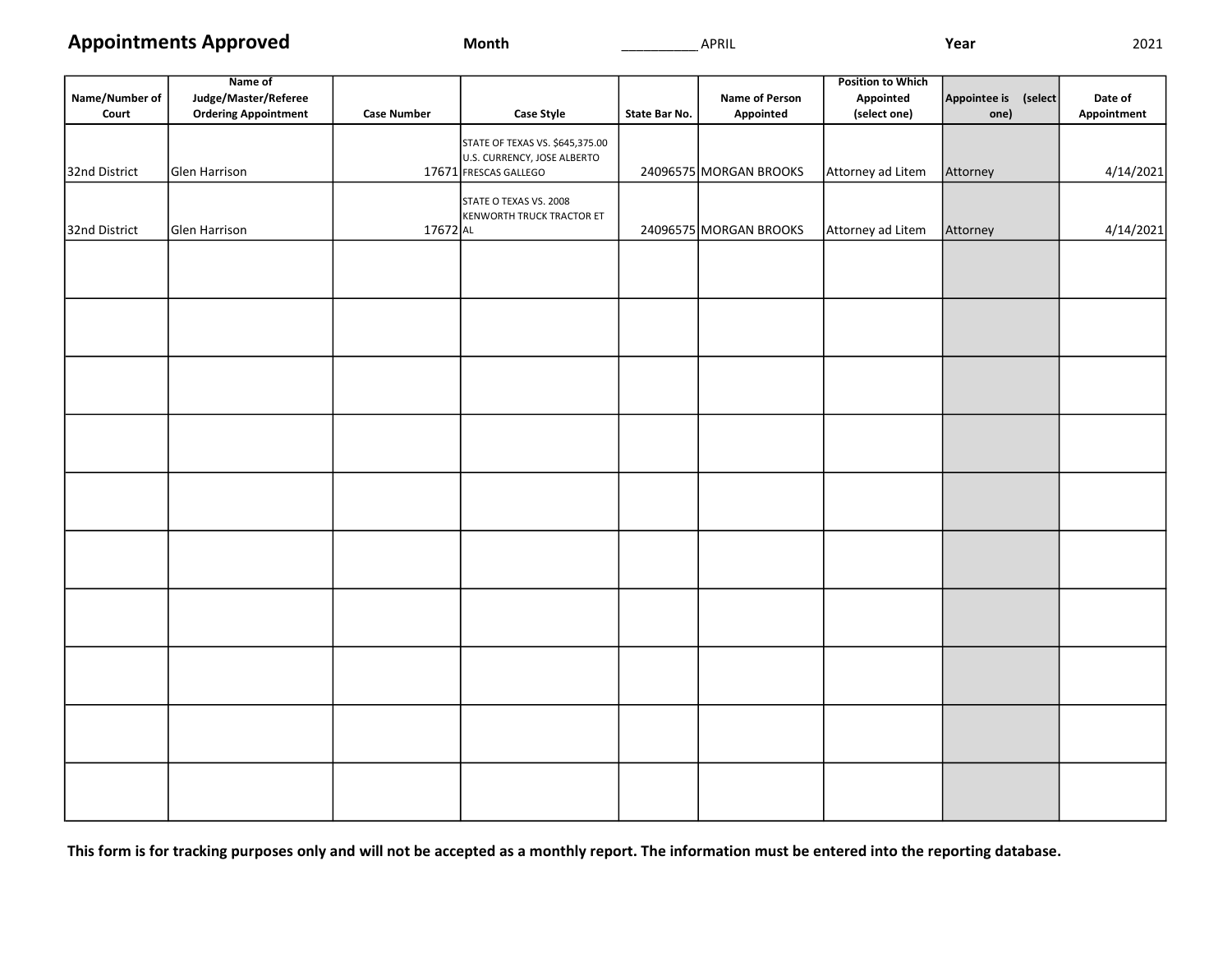# Appointments Approved

**Month** __________ APRIL **Year** 2021

| Name/Number of Court | Name of Judge/Master/Referee Ordering Appointment | Case Number | Case Style | State Bar No. | Name of Person Appointed | Position to Which Appointed (select one) | Appointee is (select one) | Date of Appointment |
|---|---|---|---|---|---|---|---|---|
| 32nd District | Glen Harrison | 17671 | STATE OF TEXAS VS. $645,375.00 U.S. CURRENCY, JOSE ALBERTO FRESCAS GALLEGO | 24096575 | MORGAN BROOKS | Attorney ad Litem | Attorney | 4/14/2021 |
| 32nd District | Glen Harrison | 17672 | STATE O TEXAS VS. 2008 KENWORTH TRUCK TRACTOR ET AL | 24096575 | MORGAN BROOKS | Attorney ad Litem | Attorney | 4/14/2021 |
| | | | | | | | | |
| | | | | | | | | |
| | | | | | | | | |
| | | | | | | | | |
| | | | | | | | | |
| | | | | | | | | |
| | | | | | | | | |
| | | | | | | | | |
| | | | | | | | | |
| | | | | | | | | |

**This form is for tracking purposes only and will not be accepted as a monthly report. The information must be entered into the reporting database.**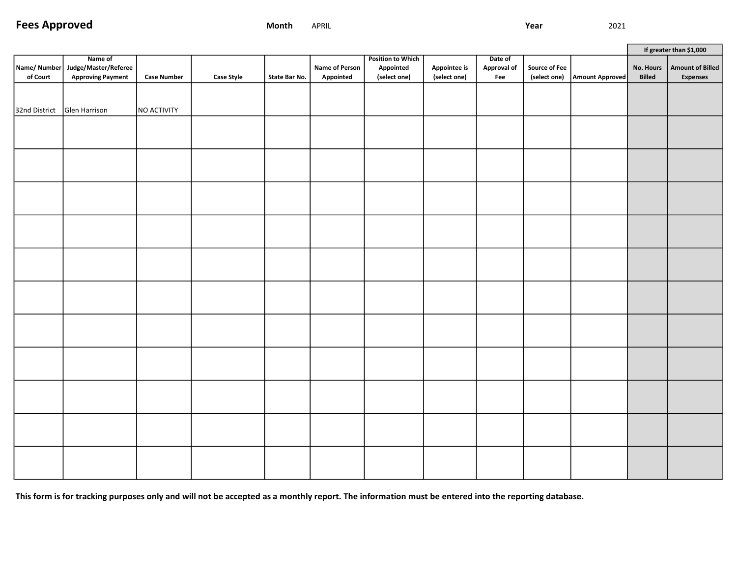**Fees Approved** Month APRIL Year 2021

| | | | | | | | | | | | If greater than $1,000 | |
|---|---|---|---|---|---|---|---|---|---|---|---|---|
| Name/ Number of Court | Name of Judge/Master/Referee Approving Payment | Case Number | Case Style | State Bar No. | Name of Person Appointed | Position to Which Appointed (select one) | Appointee is (select one) | Date of Approval of Fee | Source of Fee (select one) | Amount Approved | No. Hours Billed | Amount of Billed Expenses |
| 32nd District | Glen Harrison | NO ACTIVITY | | | | | | | | | | |
| | | | | | | | | | | | | |
| | | | | | | | | | | | | |
| | | | | | | | | | | | | |
| | | | | | | | | | | | | |
| | | | | | | | | | | | | |
| | | | | | | | | | | | | |
| | | | | | | | | | | | | |
| | | | | | | | | | | | | |
| | | | | | | | | | | | | |
| | | | | | | | | | | | | |
| | | | | | | | | | | | | |

**This form is for tracking purposes only and will not be accepted as a monthly report. The information must be entered into the reporting database.**